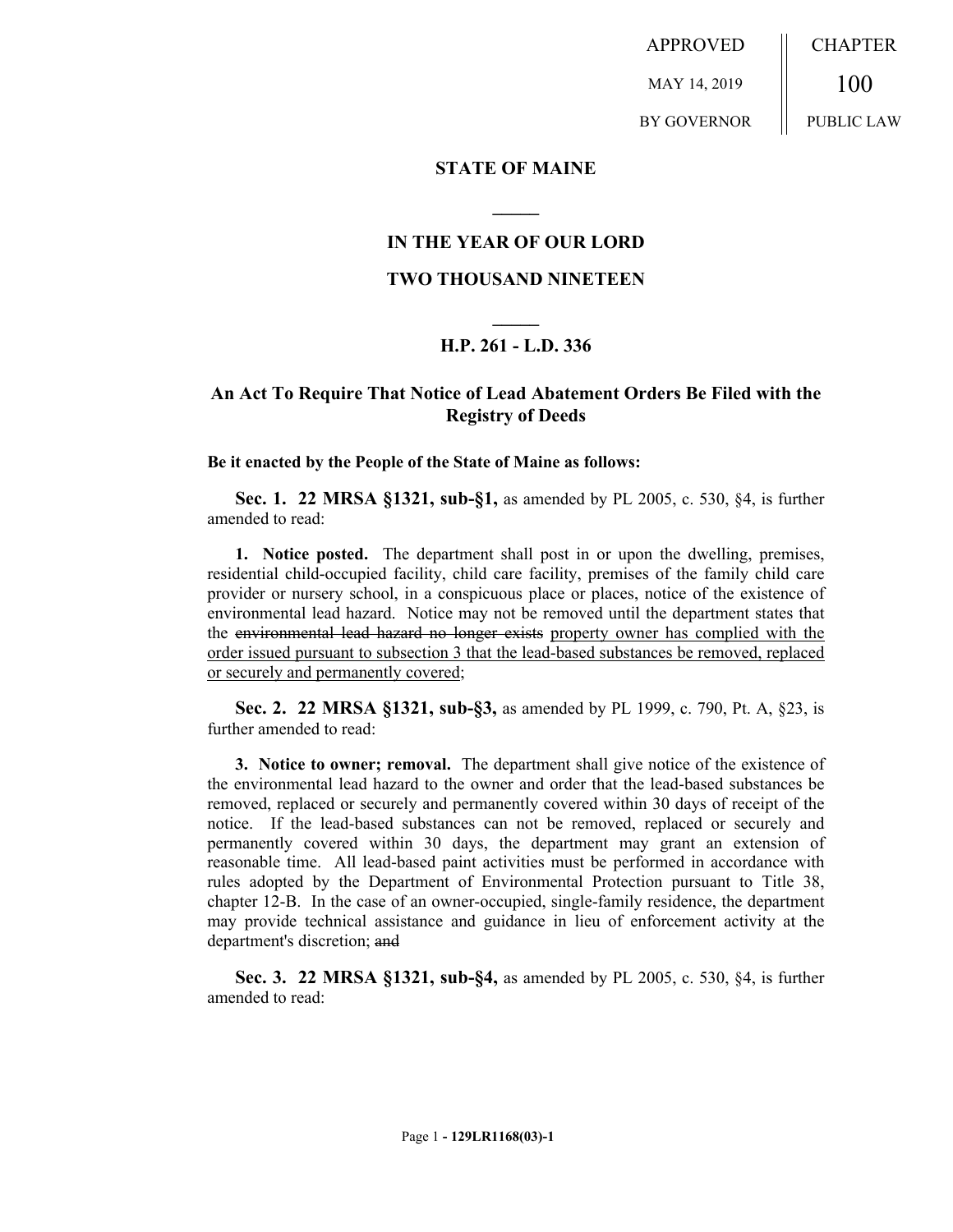APPROVED MAY 14, 2019 BY GOVERNOR | CHAPTER 100 PUBLIC LAW

**STATE OF MAINE**

**IN THE YEAR OF OUR LORD**

**TWO THOUSAND NINETEEN**

**H.P. 261 - L.D. 336**

## An Act To Require That Notice of Lead Abatement Orders Be Filed with the Registry of Deeds

**Be it enacted by the People of the State of Maine as follows:**

**Sec. 1. 22 MRSA §1321, sub-§1,** as amended by PL 2005, c. 530, §4, is further amended to read:

**1. Notice posted.** The department shall post in or upon the dwelling, premises, residential child-occupied facility, child care facility, premises of the family child care provider or nursery school, in a conspicuous place or places, notice of the existence of environmental lead hazard. Notice may not be removed until the department states that the ~~environmental lead hazard no longer exists~~ property owner has complied with the order issued pursuant to subsection 3 that the lead-based substances be removed, replaced or securely and permanently covered;

**Sec. 2. 22 MRSA §1321, sub-§3,** as amended by PL 1999, c. 790, Pt. A, §23, is further amended to read:

**3. Notice to owner; removal.** The department shall give notice of the existence of the environmental lead hazard to the owner and order that the lead-based substances be removed, replaced or securely and permanently covered within 30 days of receipt of the notice. If the lead-based substances can not be removed, replaced or securely and permanently covered within 30 days, the department may grant an extension of reasonable time. All lead-based paint activities must be performed in accordance with rules adopted by the Department of Environmental Protection pursuant to Title 38, chapter 12-B. In the case of an owner-occupied, single-family residence, the department may provide technical assistance and guidance in lieu of enforcement activity at the department's discretion; ~~and~~

**Sec. 3. 22 MRSA §1321, sub-§4,** as amended by PL 2005, c. 530, §4, is further amended to read: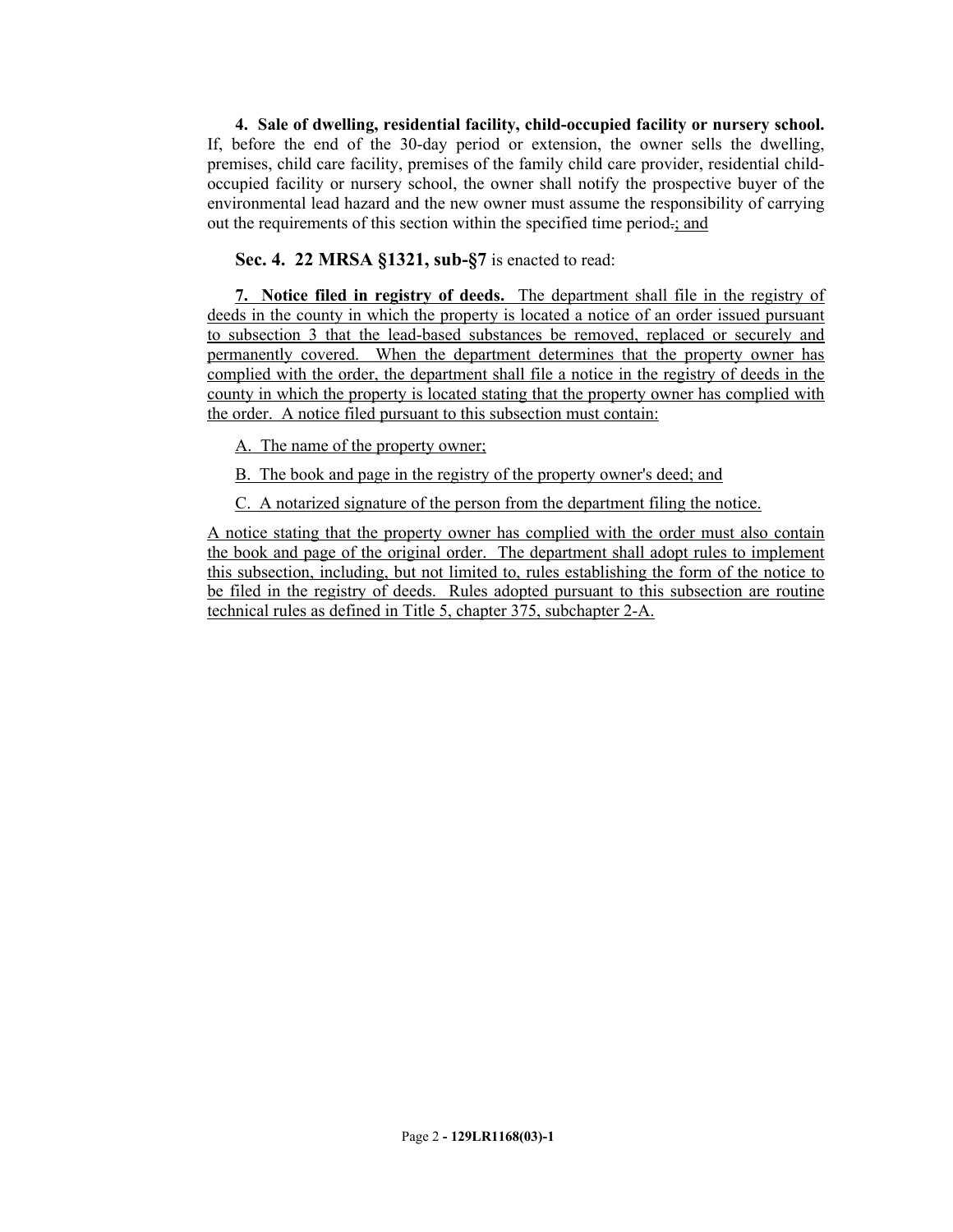**4. Sale of dwelling, residential facility, child-occupied facility or nursery school.** If, before the end of the 30-day period or extension, the owner sells the dwelling, premises, child care facility, premises of the family child care provider, residential child-occupied facility or nursery school, the owner shall notify the prospective buyer of the environmental lead hazard and the new owner must assume the responsibility of carrying out the requirements of this section within the specified time period.; and

**Sec. 4. 22 MRSA §1321, sub-§7** is enacted to read:

**7. Notice filed in registry of deeds.** The department shall file in the registry of deeds in the county in which the property is located a notice of an order issued pursuant to subsection 3 that the lead-based substances be removed, replaced or securely and permanently covered. When the department determines that the property owner has complied with the order, the department shall file a notice in the registry of deeds in the county in which the property is located stating that the property owner has complied with the order. A notice filed pursuant to this subsection must contain:

A. The name of the property owner;

B. The book and page in the registry of the property owner's deed; and

C. A notarized signature of the person from the department filing the notice.

A notice stating that the property owner has complied with the order must also contain the book and page of the original order. The department shall adopt rules to implement this subsection, including, but not limited to, rules establishing the form of the notice to be filed in the registry of deeds. Rules adopted pursuant to this subsection are routine technical rules as defined in Title 5, chapter 375, subchapter 2-A.